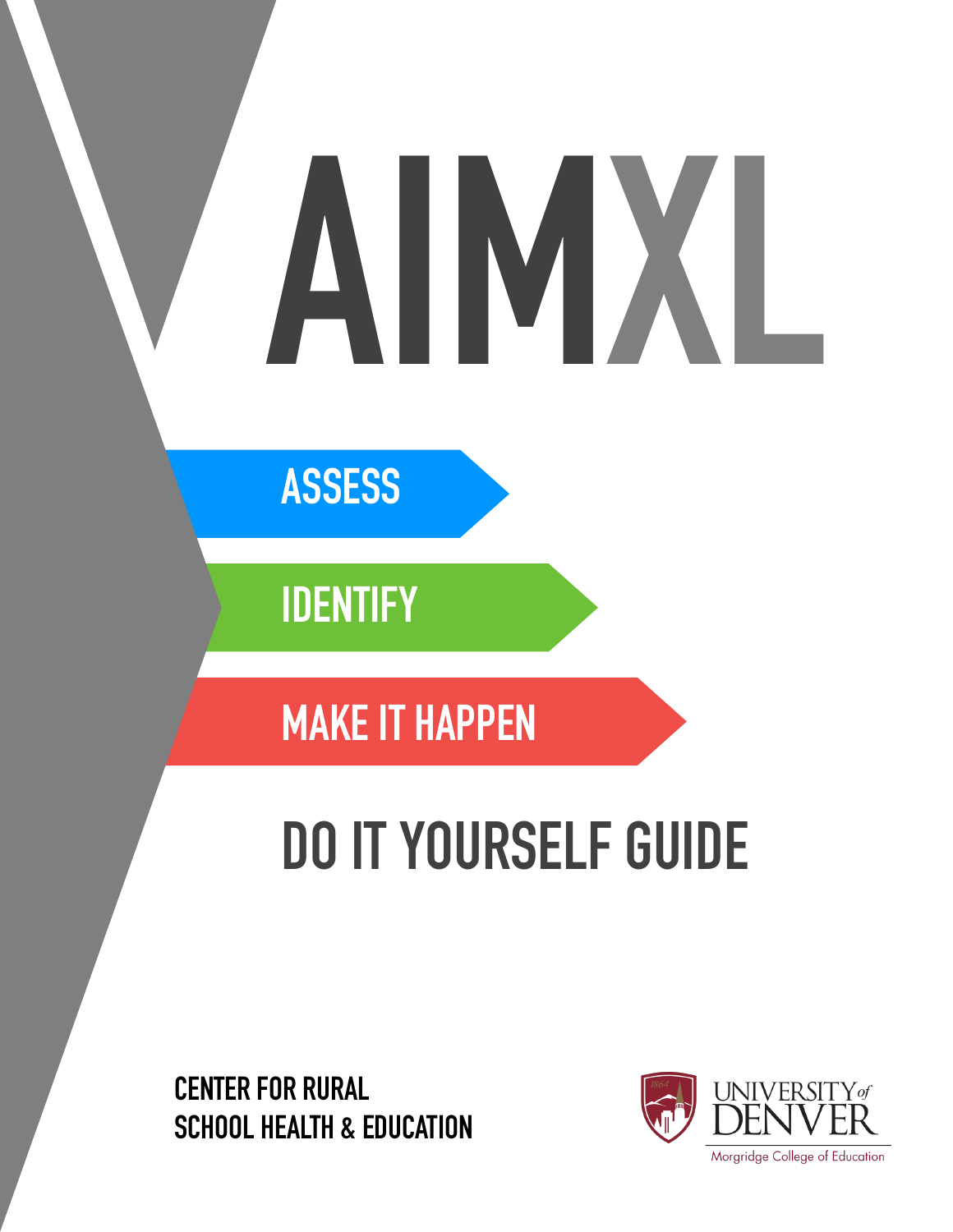# AIMXL

**ASSESS**

**IDENTIFY**

**MAKE IT HAPPEN**

## DO IT YOURSELF GUIDE

**CENTER FOR RURAL SCHOOL HEALTH & EDUCATION**

UNIVERSITY of DENVER
Morgridge College of Education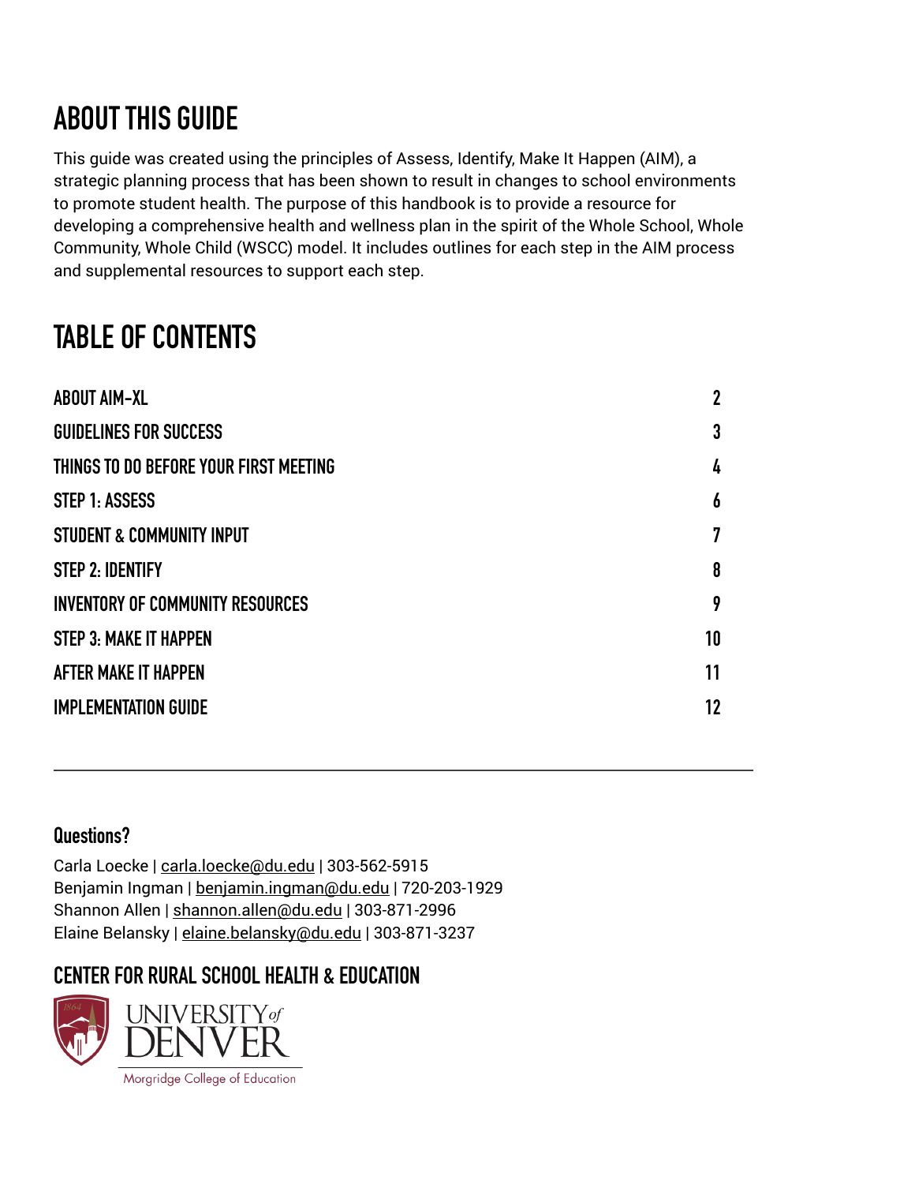# ABOUT THIS GUIDE

This guide was created using the principles of Assess, Identify, Make It Happen (AIM), a strategic planning process that has been shown to result in changes to school environments to promote student health. The purpose of this handbook is to provide a resource for developing a comprehensive health and wellness plan in the spirit of the Whole School, Whole Community, Whole Child (WSCC) model. It includes outlines for each step in the AIM process and supplemental resources to support each step.

# TABLE OF CONTENTS

| | |
|---|---|
| ABOUT AIM-XL | 2 |
| GUIDELINES FOR SUCCESS | 3 |
| THINGS TO DO BEFORE YOUR FIRST MEETING | 4 |
| STEP 1: ASSESS | 6 |
| STUDENT & COMMUNITY INPUT | 7 |
| STEP 2: IDENTIFY | 8 |
| INVENTORY OF COMMUNITY RESOURCES | 9 |
| STEP 3: MAKE IT HAPPEN | 10 |
| AFTER MAKE IT HAPPEN | 11 |
| IMPLEMENTATION GUIDE | 12 |

---

### Questions?

Carla Loecke | carla.loecke@du.edu | 303-562-5915
Benjamin Ingman | benjamin.ingman@du.edu | 720-203-1929
Shannon Allen | shannon.allen@du.edu | 303-871-2996
Elaine Belansky | elaine.belansky@du.edu | 303-871-3237

## CENTER FOR RURAL SCHOOL HEALTH & EDUCATION

UNIVERSITY of DENVER
Morgridge College of Education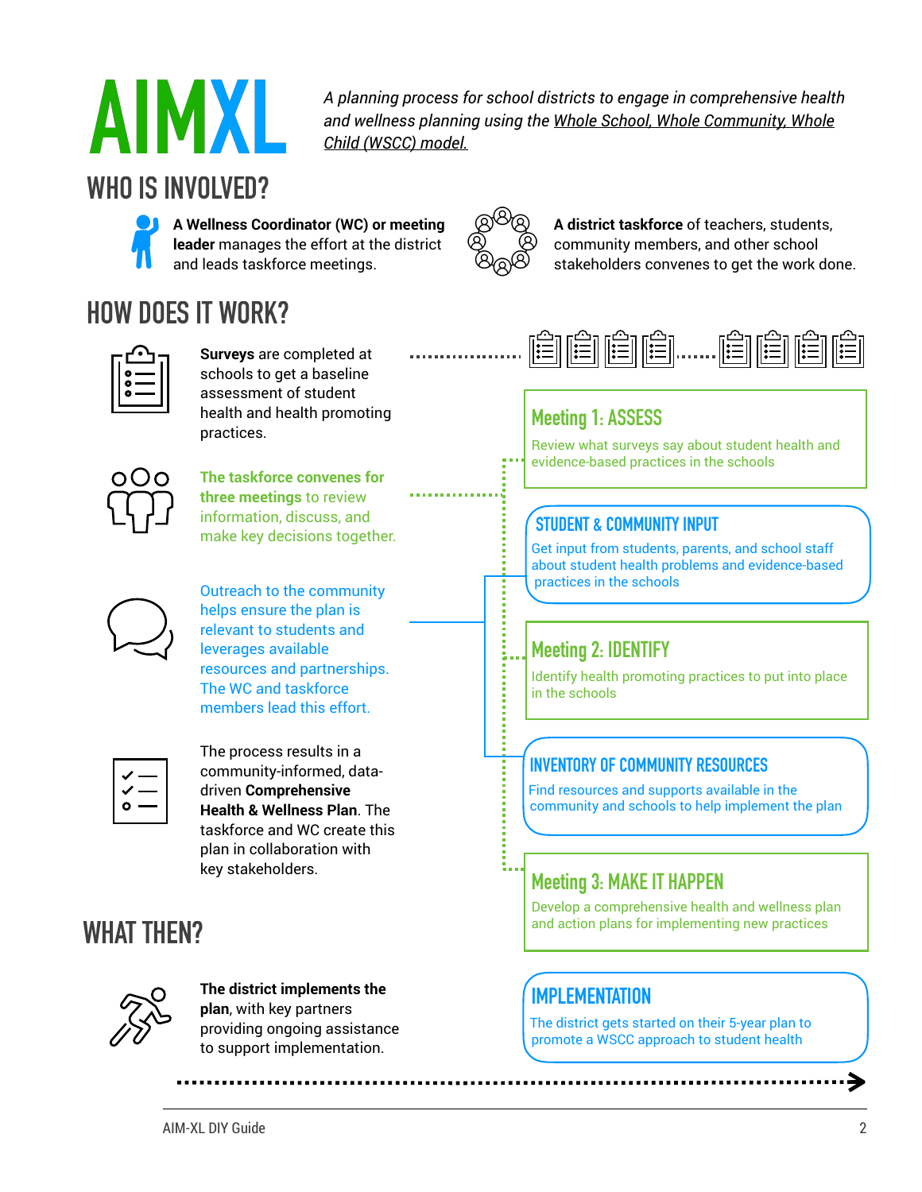# AIMXL

*A planning process for school districts to engage in comprehensive health and wellness planning using the Whole School, Whole Community, Whole Child (WSCC) model.*

## WHO IS INVOLVED?

**A Wellness Coordinator (WC) or meeting leader** manages the effort at the district and leads taskforce meetings.

**A district taskforce** of teachers, students, community members, and other school stakeholders convenes to get the work done.

## HOW DOES IT WORK?

**Surveys** are completed at schools to get a baseline assessment of student health and health promoting practices.

**The taskforce convenes for three meetings** to review information, discuss, and make key decisions together.

Outreach to the community helps ensure the plan is relevant to students and leverages available resources and partnerships. The WC and taskforce members lead this effort.

The process results in a community-informed, data-driven **Comprehensive Health & Wellness Plan**. The taskforce and WC create this plan in collaboration with key stakeholders.

### Meeting 1: ASSESS

Review what surveys say about student health and evidence-based practices in the schools

### STUDENT & COMMUNITY INPUT

Get input from students, parents, and school staff about student health problems and evidence-based practices in the schools

### Meeting 2: IDENTIFY

Identify health promoting practices to put into place in the schools

### INVENTORY OF COMMUNITY RESOURCES

Find resources and supports available in the community and schools to help implement the plan

### Meeting 3: MAKE IT HAPPEN

Develop a comprehensive health and wellness plan and action plans for implementing new practices

## WHAT THEN?

**The district implements the plan**, with key partners providing ongoing assistance to support implementation.

### IMPLEMENTATION

The district gets started on their 5-year plan to promote a WSCC approach to student health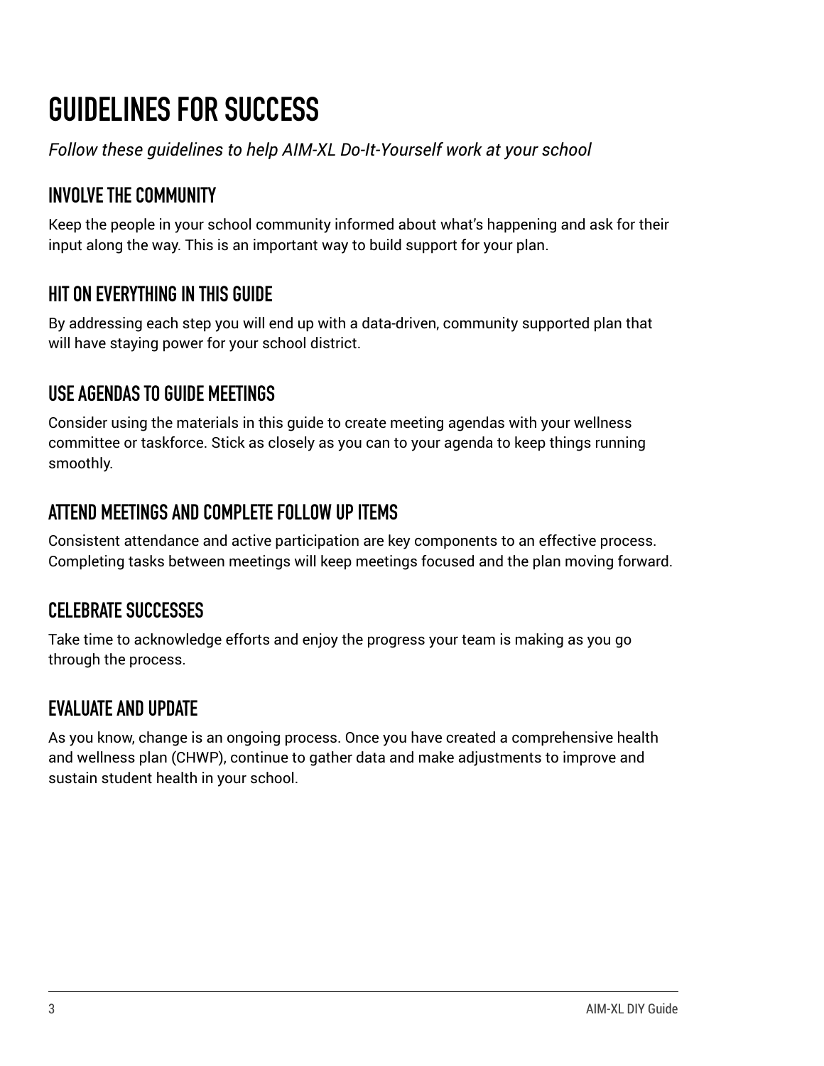# GUIDELINES FOR SUCCESS

*Follow these guidelines to help AIM-XL Do-It-Yourself work at your school*

## INVOLVE THE COMMUNITY

Keep the people in your school community informed about what's happening and ask for their input along the way. This is an important way to build support for your plan.

## HIT ON EVERYTHING IN THIS GUIDE

By addressing each step you will end up with a data-driven, community supported plan that will have staying power for your school district.

## USE AGENDAS TO GUIDE MEETINGS

Consider using the materials in this guide to create meeting agendas with your wellness committee or taskforce. Stick as closely as you can to your agenda to keep things running smoothly.

## ATTEND MEETINGS AND COMPLETE FOLLOW UP ITEMS

Consistent attendance and active participation are key components to an effective process. Completing tasks between meetings will keep meetings focused and the plan moving forward.

## CELEBRATE SUCCESSES

Take time to acknowledge efforts and enjoy the progress your team is making as you go through the process.

## EVALUATE AND UPDATE

As you know, change is an ongoing process. Once you have created a comprehensive health and wellness plan (CHWP), continue to gather data and make adjustments to improve and sustain student health in your school.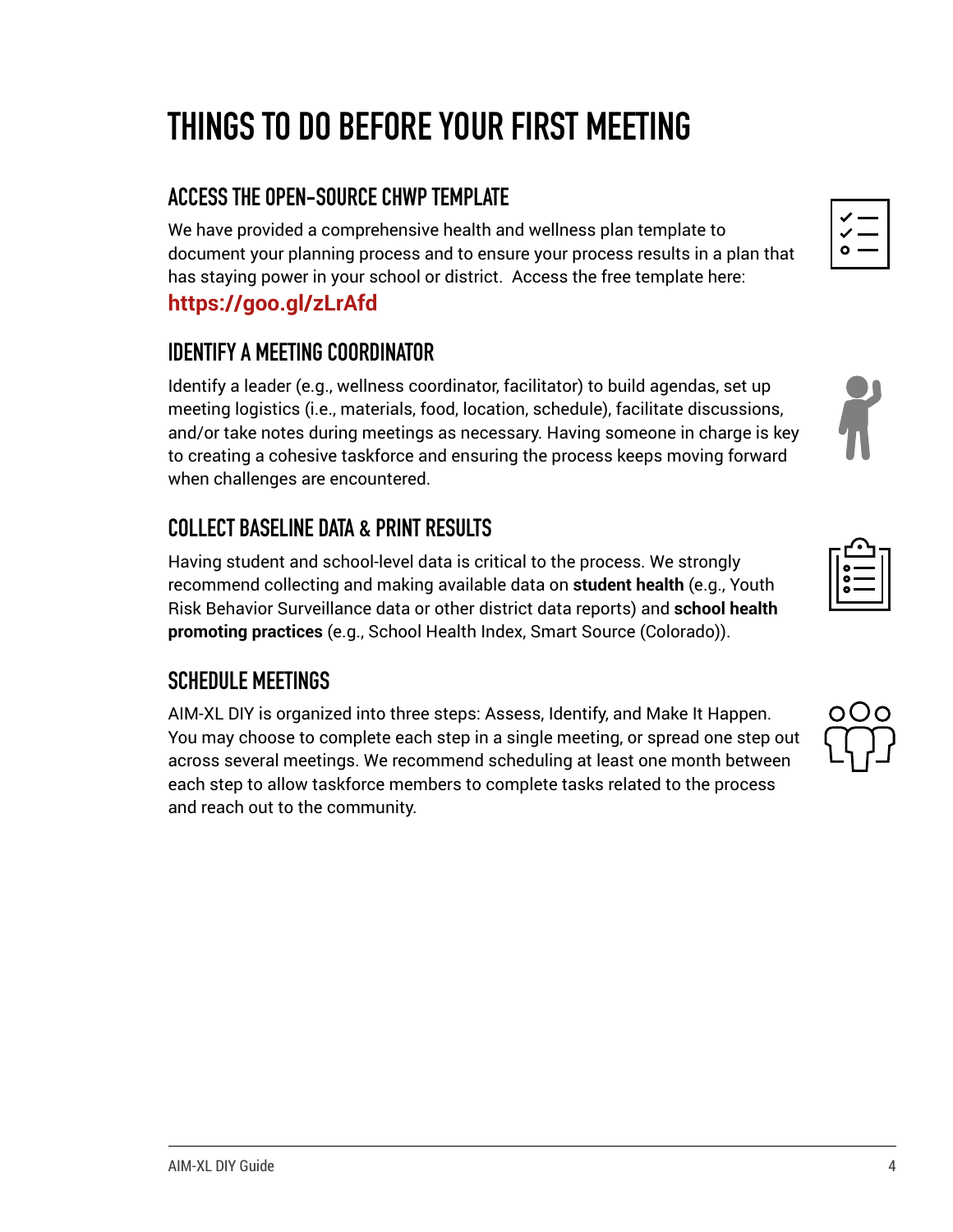# THINGS TO DO BEFORE YOUR FIRST MEETING

## ACCESS THE OPEN-SOURCE CHWP TEMPLATE

We have provided a comprehensive health and wellness plan template to document your planning process and to ensure your process results in a plan that has staying power in your school or district.  Access the free template here:

**https://goo.gl/zLrAfd**

## IDENTIFY A MEETING COORDINATOR

Identify a leader (e.g., wellness coordinator, facilitator) to build agendas, set up meeting logistics (i.e., materials, food, location, schedule), facilitate discussions, and/or take notes during meetings as necessary. Having someone in charge is key to creating a cohesive taskforce and ensuring the process keeps moving forward when challenges are encountered.

## COLLECT BASELINE DATA & PRINT RESULTS

Having student and school-level data is critical to the process. We strongly recommend collecting and making available data on **student health** (e.g., Youth Risk Behavior Surveillance data or other district data reports) and **school health promoting practices** (e.g., School Health Index, Smart Source (Colorado)).

## SCHEDULE MEETINGS

AIM-XL DIY is organized into three steps: Assess, Identify, and Make It Happen. You may choose to complete each step in a single meeting, or spread one step out across several meetings. We recommend scheduling at least one month between each step to allow taskforce members to complete tasks related to the process and reach out to the community.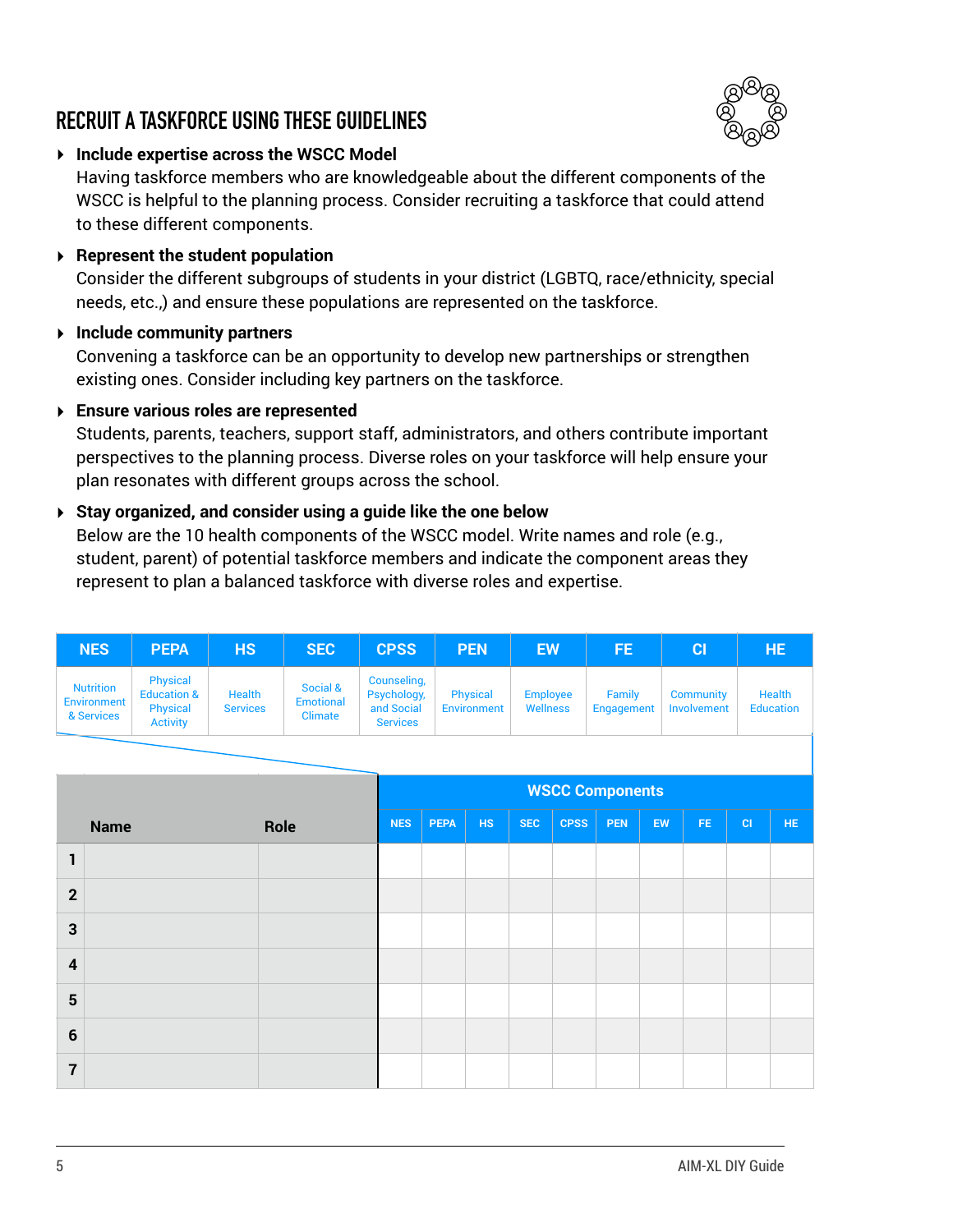## RECRUIT A TASKFORCE USING THESE GUIDELINES

- **Include expertise across the WSCC Model**
  Having taskforce members who are knowledgeable about the different components of the WSCC is helpful to the planning process. Consider recruiting a taskforce that could attend to these different components.

- **Represent the student population**
  Consider the different subgroups of students in your district (LGBTQ, race/ethnicity, special needs, etc.,) and ensure these populations are represented on the taskforce.

- **Include community partners**
  Convening a taskforce can be an opportunity to develop new partnerships or strengthen existing ones. Consider including key partners on the taskforce.

- **Ensure various roles are represented**
  Students, parents, teachers, support staff, administrators, and others contribute important perspectives to the planning process. Diverse roles on your taskforce will help ensure your plan resonates with different groups across the school.

- **Stay organized, and consider using a guide like the one below**
  Below are the 10 health components of the WSCC model. Write names and role (e.g., student, parent) of potential taskforce members and indicate the component areas they represent to plan a balanced taskforce with diverse roles and expertise.

| NES | PEPA | HS | SEC | CPSS | PEN | EW | FE | CI | HE |
|---|---|---|---|---|---|---|---|---|---|
| Nutrition Environment & Services | Physical Education & Physical Activity | Health Services | Social & Emotional Climate | Counseling, Psychology, and Social Services | Physical Environment | Employee Wellness | Family Engagement | Community Involvement | Health Education |

| | Name | Role | WSCC Components | | | | | | | | | |
|---|---|---|---|---|---|---|---|---|---|---|---|---|
| | | | NES | PEPA | HS | SEC | CPSS | PEN | EW | FE | CI | HE |
| 1 | | | | | | | | | | | | |
| 2 | | | | | | | | | | | | |
| 3 | | | | | | | | | | | | |
| 4 | | | | | | | | | | | | |
| 5 | | | | | | | | | | | | |
| 6 | | | | | | | | | | | | |
| 7 | | | | | | | | | | | | |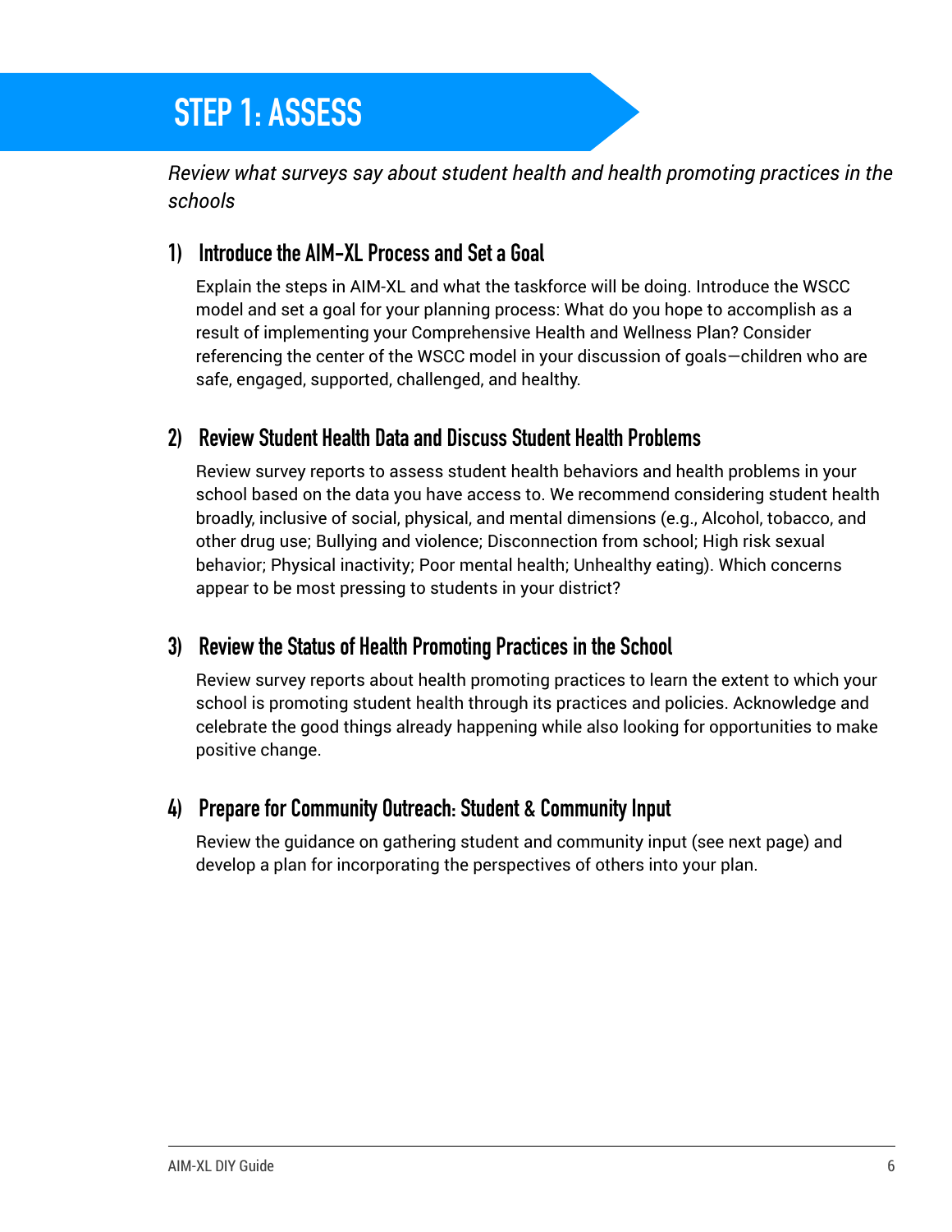# STEP 1: ASSESS

*Review what surveys say about student health and health promoting practices in the schools*

## 1) Introduce the AIM-XL Process and Set a Goal

Explain the steps in AIM-XL and what the taskforce will be doing. Introduce the WSCC model and set a goal for your planning process: What do you hope to accomplish as a result of implementing your Comprehensive Health and Wellness Plan? Consider referencing the center of the WSCC model in your discussion of goals—children who are safe, engaged, supported, challenged, and healthy.

## 2) Review Student Health Data and Discuss Student Health Problems

Review survey reports to assess student health behaviors and health problems in your school based on the data you have access to. We recommend considering student health broadly, inclusive of social, physical, and mental dimensions (e.g., Alcohol, tobacco, and other drug use; Bullying and violence; Disconnection from school; High risk sexual behavior; Physical inactivity; Poor mental health; Unhealthy eating). Which concerns appear to be most pressing to students in your district?

## 3) Review the Status of Health Promoting Practices in the School

Review survey reports about health promoting practices to learn the extent to which your school is promoting student health through its practices and policies. Acknowledge and celebrate the good things already happening while also looking for opportunities to make positive change.

## 4) Prepare for Community Outreach: Student & Community Input

Review the guidance on gathering student and community input (see next page) and develop a plan for incorporating the perspectives of others into your plan.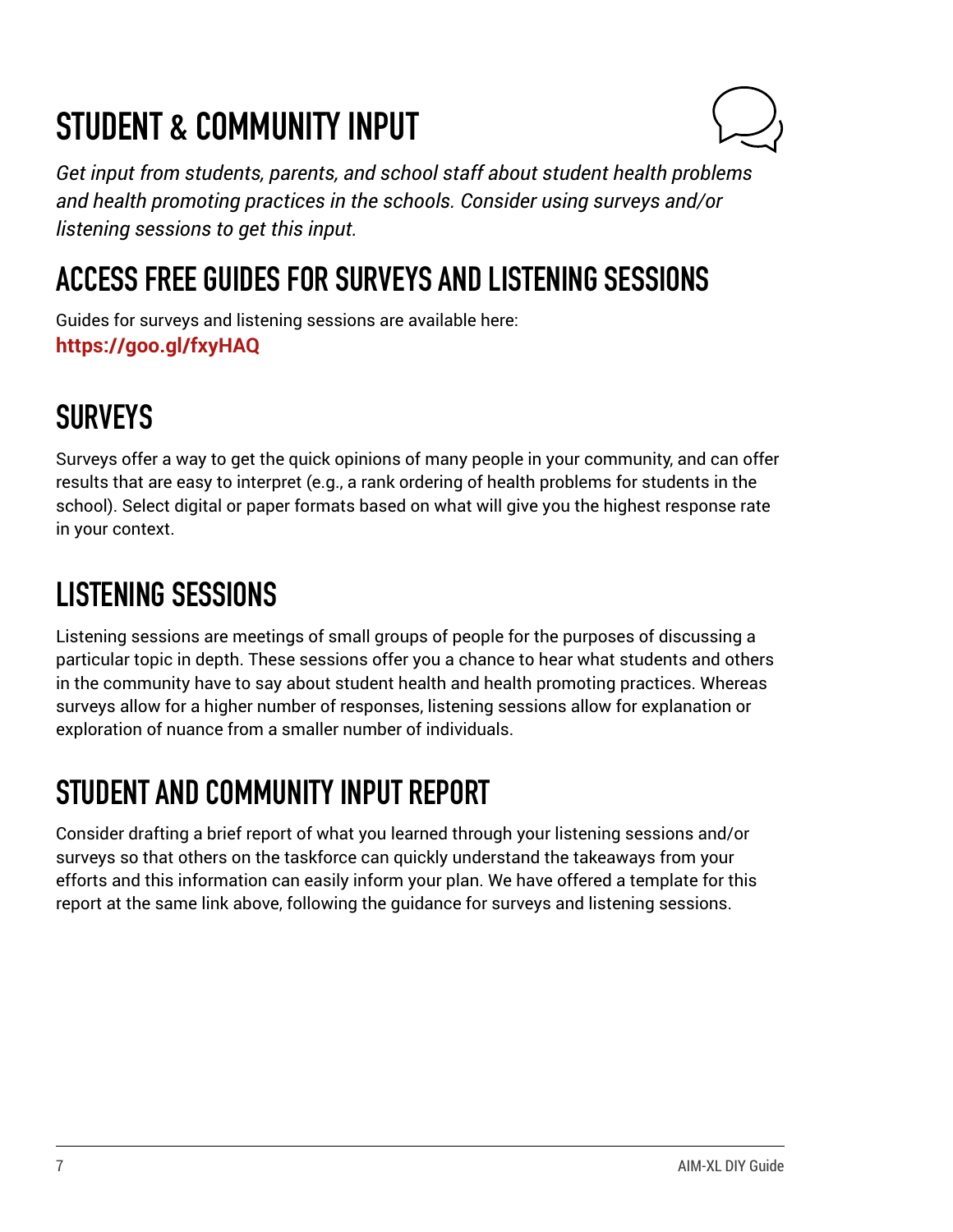# STUDENT & COMMUNITY INPUT

*Get input from students, parents, and school staff about student health problems and health promoting practices in the schools. Consider using surveys and/or listening sessions to get this input.*

## ACCESS FREE GUIDES FOR SURVEYS AND LISTENING SESSIONS

Guides for surveys and listening sessions are available here:
**https://goo.gl/fxyHAQ**

## SURVEYS

Surveys offer a way to get the quick opinions of many people in your community, and can offer results that are easy to interpret (e.g., a rank ordering of health problems for students in the school). Select digital or paper formats based on what will give you the highest response rate in your context.

## LISTENING SESSIONS

Listening sessions are meetings of small groups of people for the purposes of discussing a particular topic in depth. These sessions offer you a chance to hear what students and others in the community have to say about student health and health promoting practices. Whereas surveys allow for a higher number of responses, listening sessions allow for explanation or exploration of nuance from a smaller number of individuals.

## STUDENT AND COMMUNITY INPUT REPORT

Consider drafting a brief report of what you learned through your listening sessions and/or surveys so that others on the taskforce can quickly understand the takeaways from your efforts and this information can easily inform your plan. We have offered a template for this report at the same link above, following the guidance for surveys and listening sessions.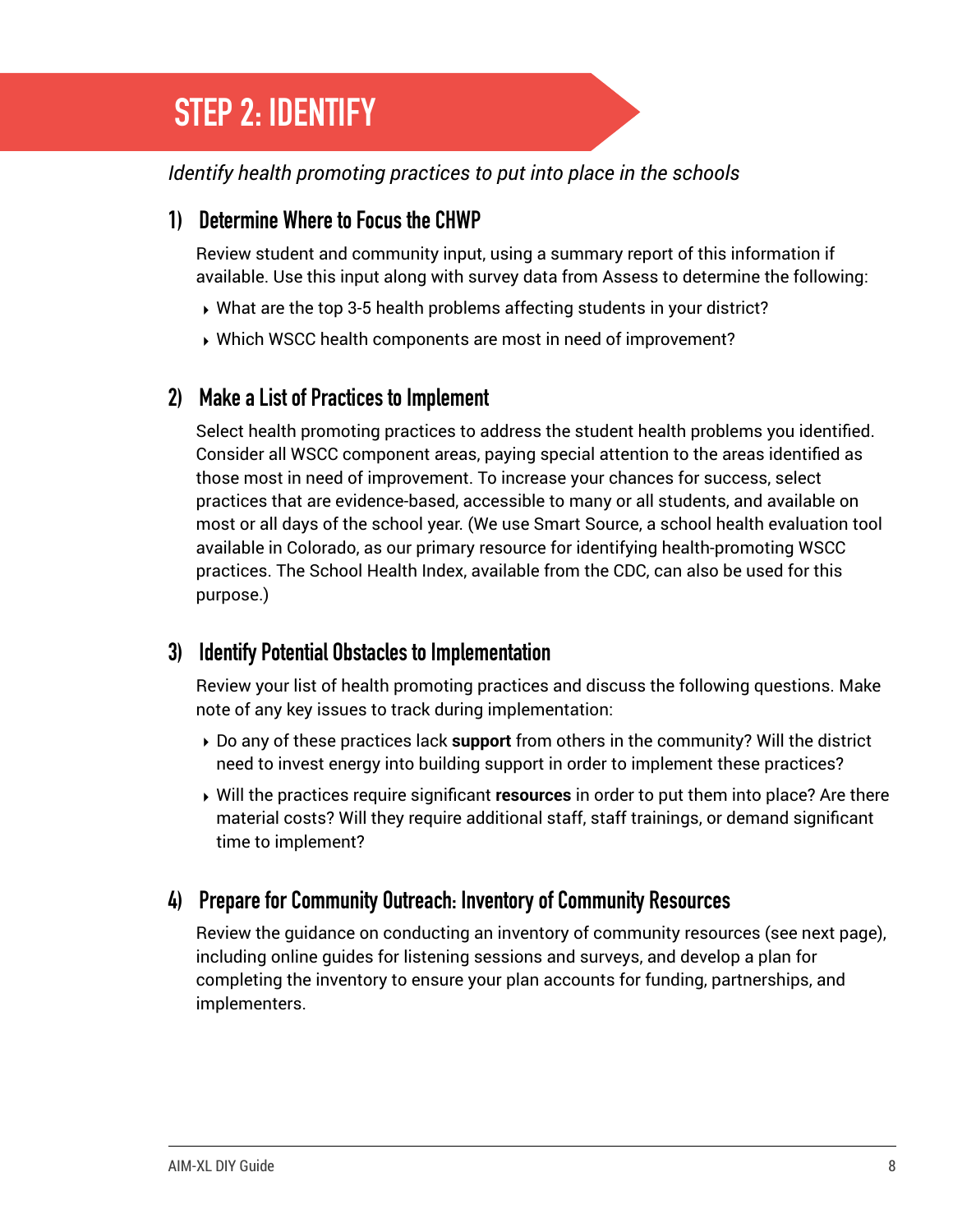# STEP 2: IDENTIFY

*Identify health promoting practices to put into place in the schools*

## 1) Determine Where to Focus the CHWP

Review student and community input, using a summary report of this information if available. Use this input along with survey data from Assess to determine the following:

- What are the top 3-5 health problems affecting students in your district?
- Which WSCC health components are most in need of improvement?

## 2) Make a List of Practices to Implement

Select health promoting practices to address the student health problems you identified. Consider all WSCC component areas, paying special attention to the areas identified as those most in need of improvement. To increase your chances for success, select practices that are evidence-based, accessible to many or all students, and available on most or all days of the school year. (We use Smart Source, a school health evaluation tool available in Colorado, as our primary resource for identifying health-promoting WSCC practices. The School Health Index, available from the CDC, can also be used for this purpose.)

## 3) Identify Potential Obstacles to Implementation

Review your list of health promoting practices and discuss the following questions. Make note of any key issues to track during implementation:

- Do any of these practices lack **support** from others in the community? Will the district need to invest energy into building support in order to implement these practices?
- Will the practices require significant **resources** in order to put them into place? Are there material costs? Will they require additional staff, staff trainings, or demand significant time to implement?

## 4) Prepare for Community Outreach: Inventory of Community Resources

Review the guidance on conducting an inventory of community resources (see next page), including online guides for listening sessions and surveys, and develop a plan for completing the inventory to ensure your plan accounts for funding, partnerships, and implementers.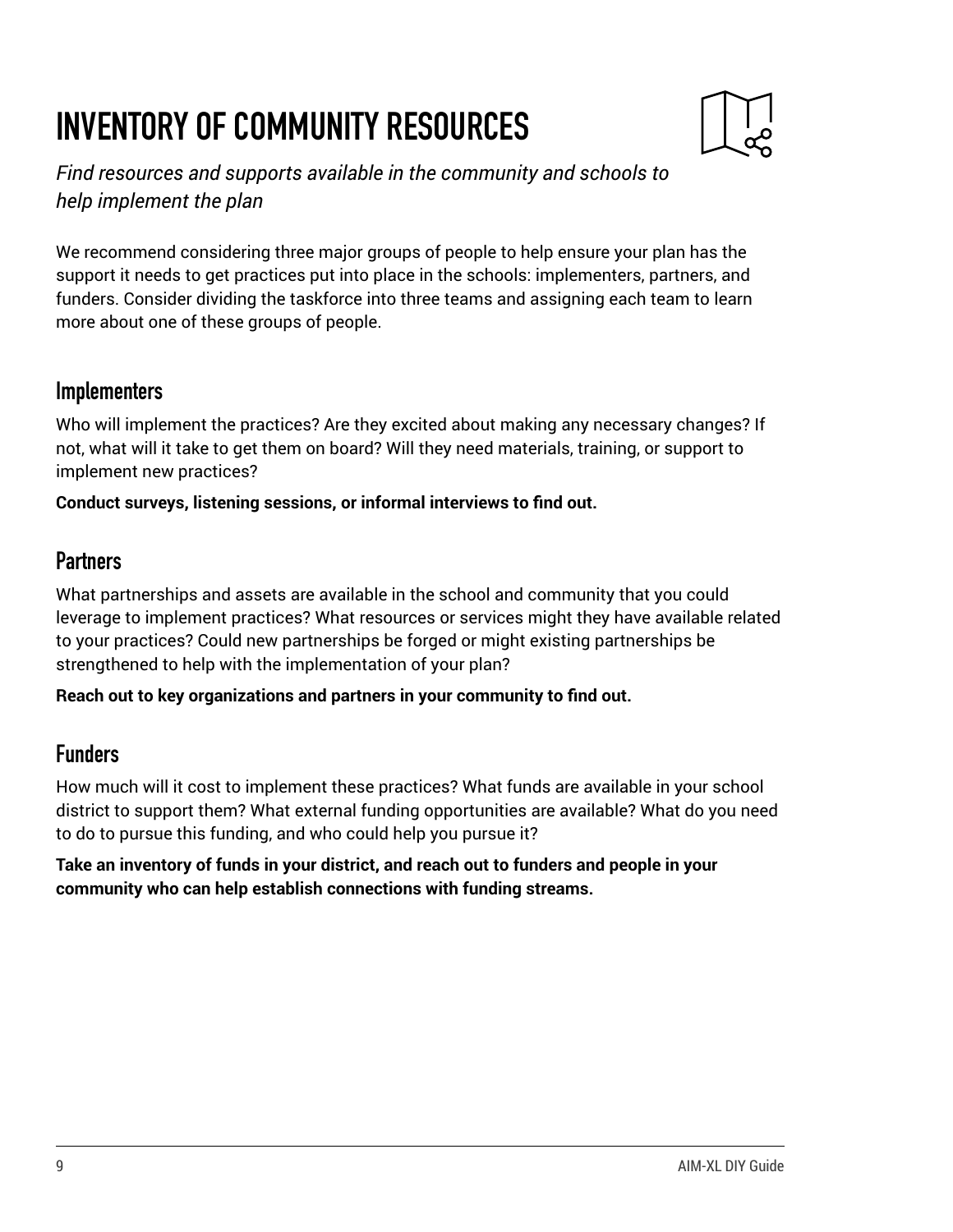# INVENTORY OF COMMUNITY RESOURCES

*Find resources and supports available in the community and schools to help implement the plan*

We recommend considering three major groups of people to help ensure your plan has the support it needs to get practices put into place in the schools: implementers, partners, and funders. Consider dividing the taskforce into three teams and assigning each team to learn more about one of these groups of people.

## Implementers

Who will implement the practices? Are they excited about making any necessary changes? If not, what will it take to get them on board? Will they need materials, training, or support to implement new practices?

**Conduct surveys, listening sessions, or informal interviews to find out.**

## Partners

What partnerships and assets are available in the school and community that you could leverage to implement practices? What resources or services might they have available related to your practices? Could new partnerships be forged or might existing partnerships be strengthened to help with the implementation of your plan?

**Reach out to key organizations and partners in your community to find out.**

## Funders

How much will it cost to implement these practices? What funds are available in your school district to support them? What external funding opportunities are available? What do you need to do to pursue this funding, and who could help you pursue it?

**Take an inventory of funds in your district, and reach out to funders and people in your community who can help establish connections with funding streams.**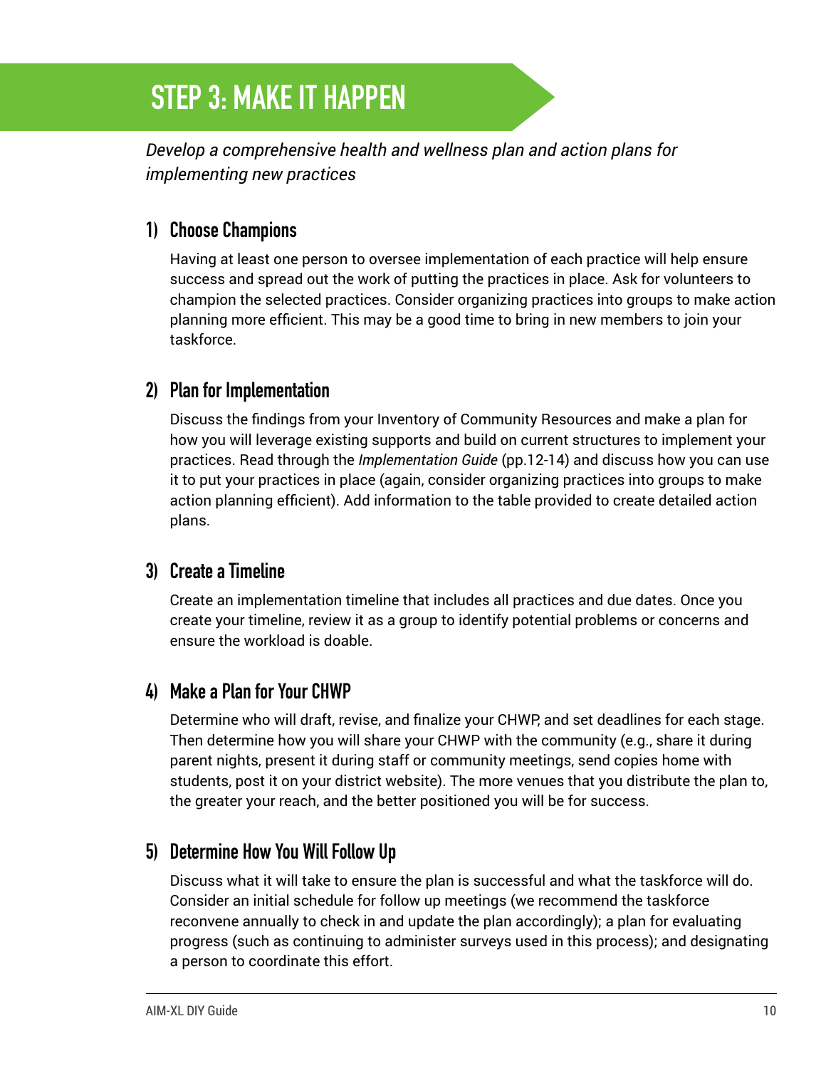# STEP 3: MAKE IT HAPPEN

*Develop a comprehensive health and wellness plan and action plans for implementing new practices*

## 1) Choose Champions

Having at least one person to oversee implementation of each practice will help ensure success and spread out the work of putting the practices in place. Ask for volunteers to champion the selected practices. Consider organizing practices into groups to make action planning more efficient. This may be a good time to bring in new members to join your taskforce.

## 2) Plan for Implementation

Discuss the findings from your Inventory of Community Resources and make a plan for how you will leverage existing supports and build on current structures to implement your practices. Read through the *Implementation Guide* (pp.12-14) and discuss how you can use it to put your practices in place (again, consider organizing practices into groups to make action planning efficient). Add information to the table provided to create detailed action plans.

## 3) Create a Timeline

Create an implementation timeline that includes all practices and due dates. Once you create your timeline, review it as a group to identify potential problems or concerns and ensure the workload is doable.

## 4) Make a Plan for Your CHWP

Determine who will draft, revise, and finalize your CHWP, and set deadlines for each stage. Then determine how you will share your CHWP with the community (e.g., share it during parent nights, present it during staff or community meetings, send copies home with students, post it on your district website). The more venues that you distribute the plan to, the greater your reach, and the better positioned you will be for success.

## 5) Determine How You Will Follow Up

Discuss what it will take to ensure the plan is successful and what the taskforce will do. Consider an initial schedule for follow up meetings (we recommend the taskforce reconvene annually to check in and update the plan accordingly); a plan for evaluating progress (such as continuing to administer surveys used in this process); and designating a person to coordinate this effort.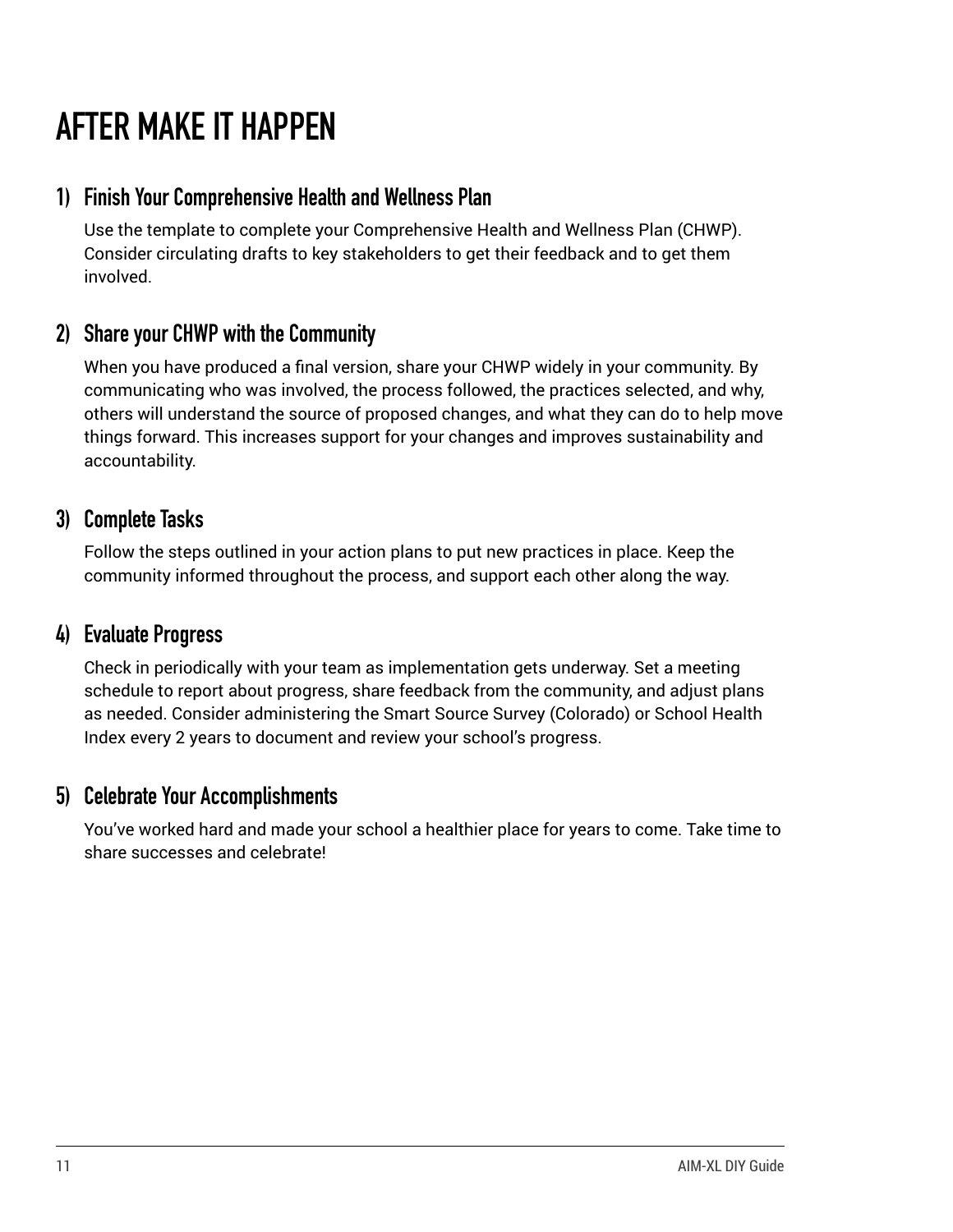# AFTER MAKE IT HAPPEN

## 1) Finish Your Comprehensive Health and Wellness Plan

Use the template to complete your Comprehensive Health and Wellness Plan (CHWP). Consider circulating drafts to key stakeholders to get their feedback and to get them involved.

## 2) Share your CHWP with the Community

When you have produced a final version, share your CHWP widely in your community. By communicating who was involved, the process followed, the practices selected, and why, others will understand the source of proposed changes, and what they can do to help move things forward. This increases support for your changes and improves sustainability and accountability.

## 3) Complete Tasks

Follow the steps outlined in your action plans to put new practices in place. Keep the community informed throughout the process, and support each other along the way.

## 4) Evaluate Progress

Check in periodically with your team as implementation gets underway. Set a meeting schedule to report about progress, share feedback from the community, and adjust plans as needed. Consider administering the Smart Source Survey (Colorado) or School Health Index every 2 years to document and review your school's progress.

## 5) Celebrate Your Accomplishments

You've worked hard and made your school a healthier place for years to come. Take time to share successes and celebrate!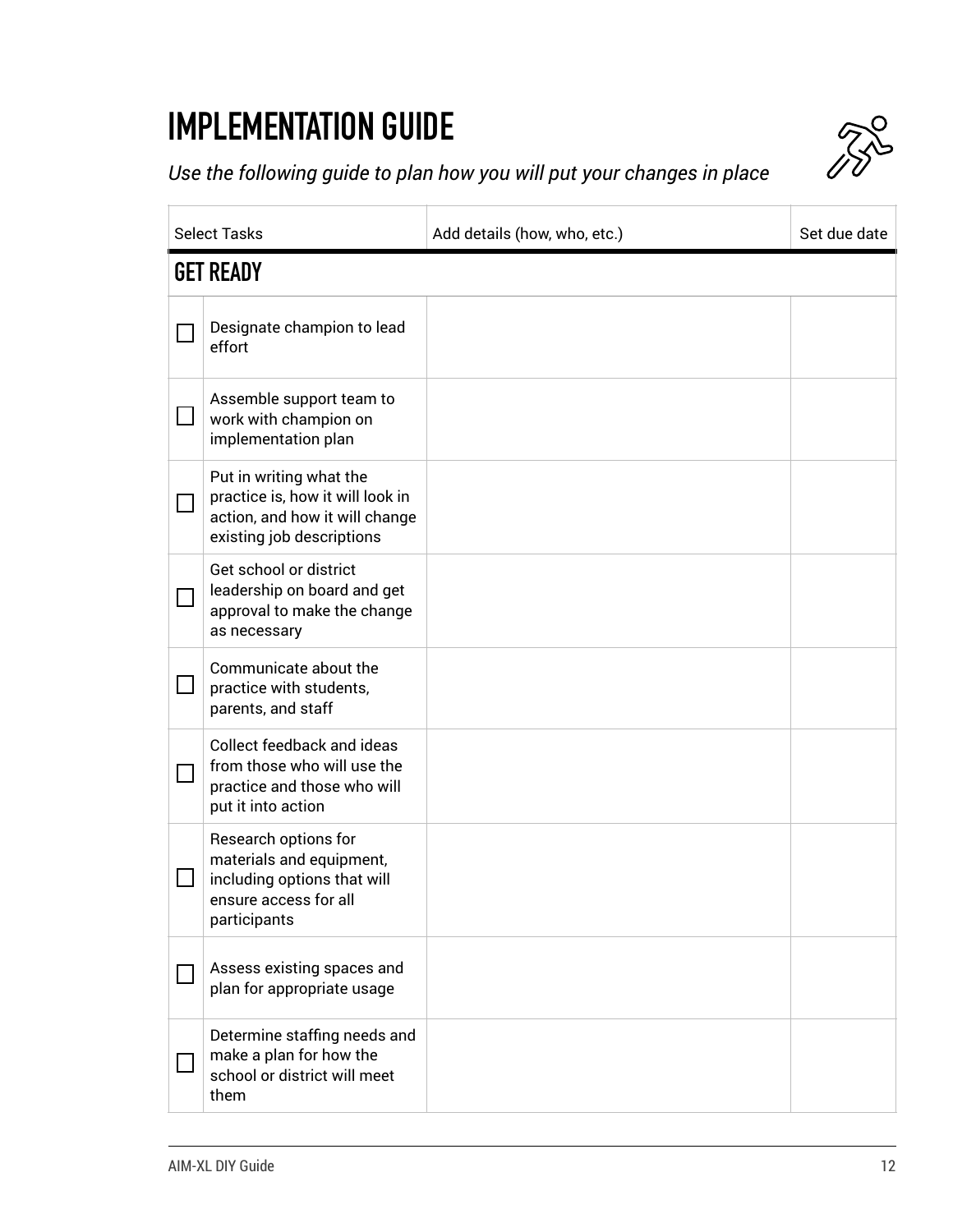# IMPLEMENTATION GUIDE

*Use the following guide to plan how you will put your changes in place*

| | Select Tasks | Add details (how, who, etc.) | Set due date |
|---|---|---|---|
| **GET READY** | | | |
| ☐ | Designate champion to lead effort | | |
| ☐ | Assemble support team to work with champion on implementation plan | | |
| ☐ | Put in writing what the practice is, how it will look in action, and how it will change existing job descriptions | | |
| ☐ | Get school or district leadership on board and get approval to make the change as necessary | | |
| ☐ | Communicate about the practice with students, parents, and staff | | |
| ☐ | Collect feedback and ideas from those who will use the practice and those who will put it into action | | |
| ☐ | Research options for materials and equipment, including options that will ensure access for all participants | | |
| ☐ | Assess existing spaces and plan for appropriate usage | | |
| ☐ | Determine staffing needs and make a plan for how the school or district will meet them | | |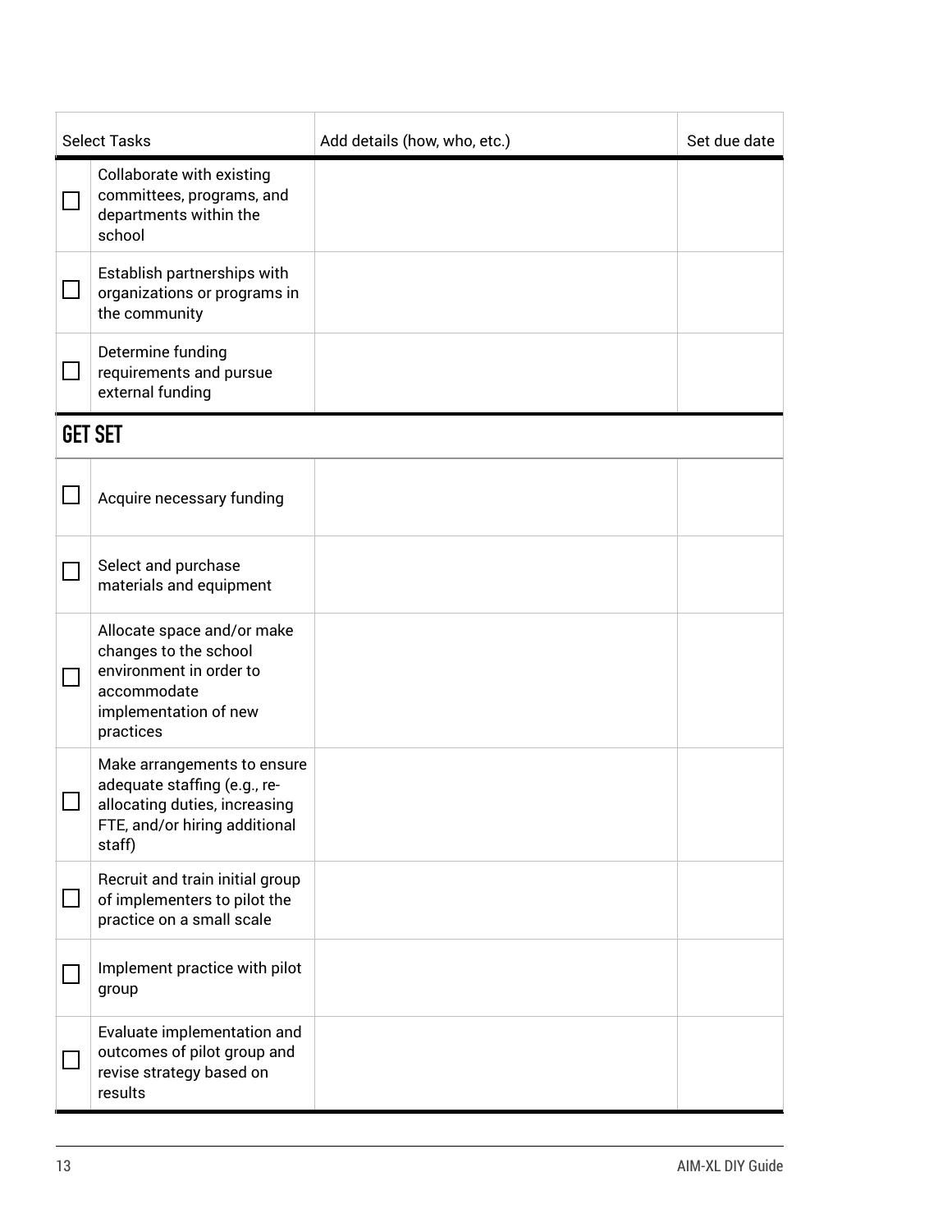| | Select Tasks | Add details (how, who, etc.) | Set due date |
|---|---|---|---|
| ☐ | Collaborate with existing committees, programs, and departments within the school | | |
| ☐ | Establish partnerships with organizations or programs in the community | | |
| ☐ | Determine funding requirements and pursue external funding | | |

## GET SET

| | Select Tasks | Add details (how, who, etc.) | Set due date |
|---|---|---|---|
| ☐ | Acquire necessary funding | | |
| ☐ | Select and purchase materials and equipment | | |
| ☐ | Allocate space and/or make changes to the school environment in order to accommodate implementation of new practices | | |
| ☐ | Make arrangements to ensure adequate staffing (e.g., re-allocating duties, increasing FTE, and/or hiring additional staff) | | |
| ☐ | Recruit and train initial group of implementers to pilot the practice on a small scale | | |
| ☐ | Implement practice with pilot group | | |
| ☐ | Evaluate implementation and outcomes of pilot group and revise strategy based on results | | |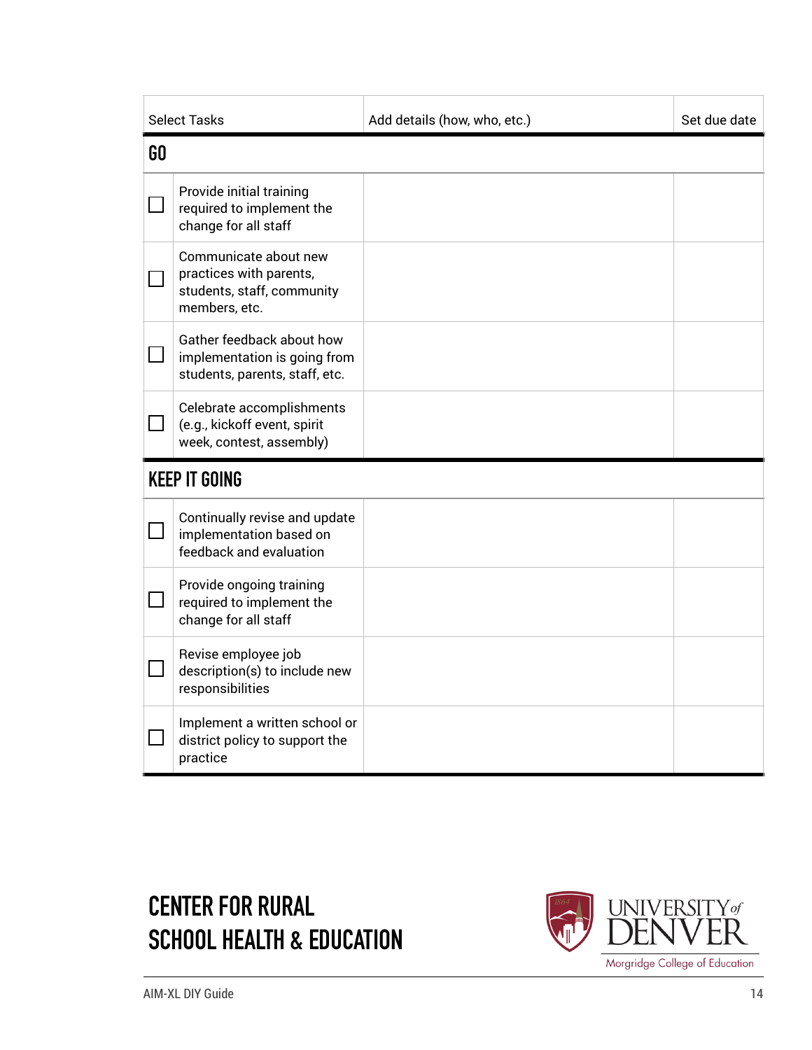| Select Tasks | | Add details (how, who, etc.) | Set due date |
|---|---|---|---|
| **GO** | | | |
| ☐ | Provide initial training required to implement the change for all staff | | |
| ☐ | Communicate about new practices with parents, students, staff, community members, etc. | | |
| ☐ | Gather feedback about how implementation is going from students, parents, staff, etc. | | |
| ☐ | Celebrate accomplishments (e.g., kickoff event, spirit week, contest, assembly) | | |
| **KEEP IT GOING** | | | |
| ☐ | Continually revise and update implementation based on feedback and evaluation | | |
| ☐ | Provide ongoing training required to implement the change for all staff | | |
| ☐ | Revise employee job description(s) to include new responsibilities | | |
| ☐ | Implement a written school or district policy to support the practice | | |

**CENTER FOR RURAL SCHOOL HEALTH & EDUCATION**

UNIVERSITY of DENVER
Morgridge College of Education